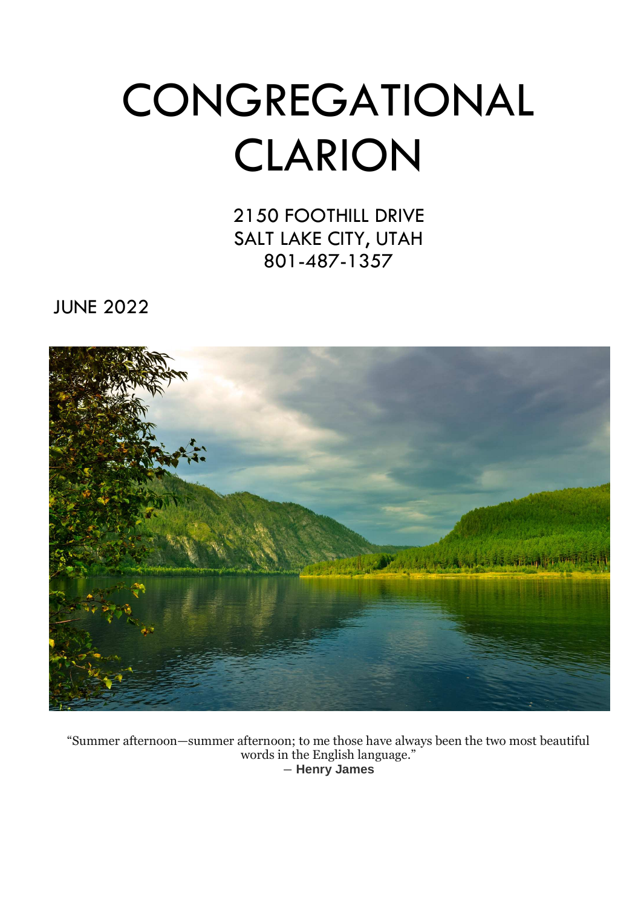# CONGREGATIONAL CLARION

2150 FOOTHILL DRIVE
SALT LAKE CITY, UTAH
801-487-1357

JUNE 2022

"Summer afternoon—summer afternoon; to me those have always been the two most beautiful words in the English language."
– **Henry James**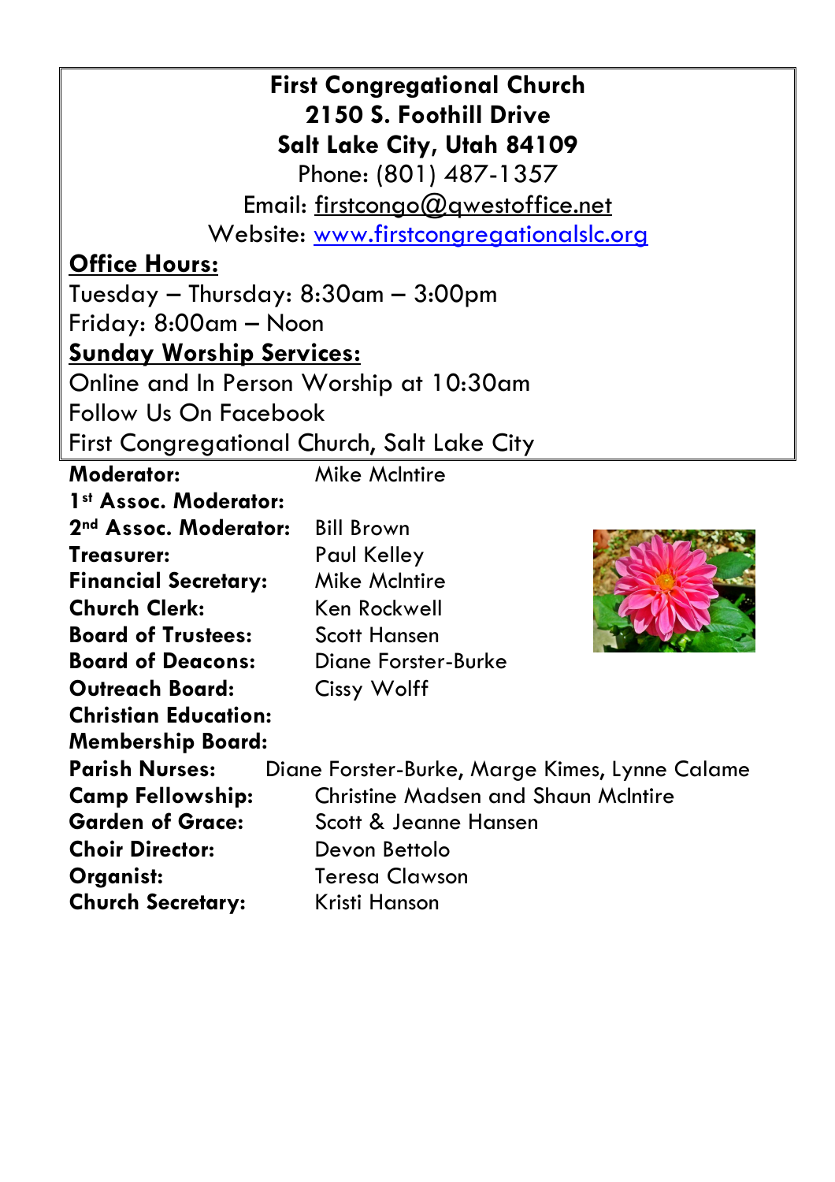**First Congregational Church**
**2150 S. Foothill Drive**
**Salt Lake City, Utah 84109**
Phone: (801) 487-1357
Email: firstcongo@qwestoffice.net
Website: www.firstcongregationalslc.org

**Office Hours:**

Tuesday – Thursday: 8:30am – 3:00pm
Friday: 8:00am – Noon

**Sunday Worship Services:**

Online and In Person Worship at 10:30am
Follow Us On Facebook
First Congregational Church, Salt Lake City

**Moderator:** Mike McIntire
**1st Assoc. Moderator:**
**2nd Assoc. Moderator:** Bill Brown
**Treasurer:** Paul Kelley
**Financial Secretary:** Mike McIntire
**Church Clerk:** Ken Rockwell
**Board of Trustees:** Scott Hansen
**Board of Deacons:** Diane Forster-Burke
**Outreach Board:** Cissy Wolff
**Christian Education:**
**Membership Board:**
**Parish Nurses:** Diane Forster-Burke, Marge Kimes, Lynne Calame
**Camp Fellowship:** Christine Madsen and Shaun McIntire
**Garden of Grace:** Scott & Jeanne Hansen
**Choir Director:** Devon Bettolo
**Organist:** Teresa Clawson
**Church Secretary:** Kristi Hanson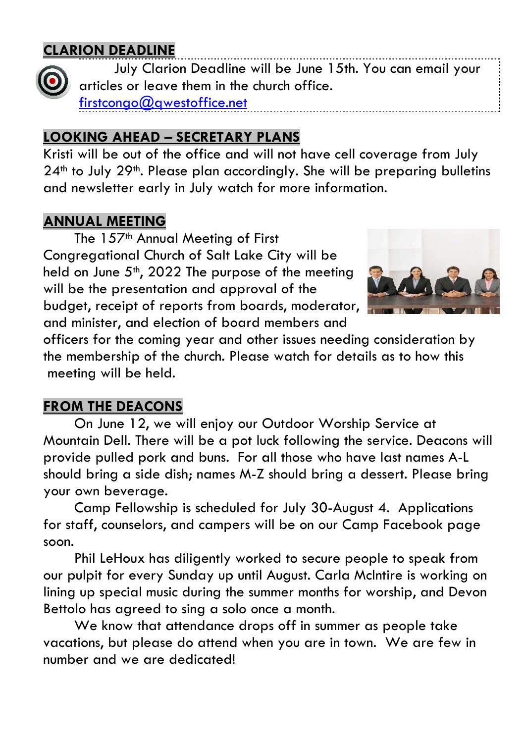## CLARION DEADLINE

July Clarion Deadline will be June 15th. You can email your articles or leave them in the church office. firstcongo@qwestoffice.net

## LOOKING AHEAD – SECRETARY PLANS

Kristi will be out of the office and will not have cell coverage from July 24th to July 29th. Please plan accordingly. She will be preparing bulletins and newsletter early in July watch for more information.

## ANNUAL MEETING

The 157th Annual Meeting of First Congregational Church of Salt Lake City will be held on June 5th, 2022 The purpose of the meeting will be the presentation and approval of the budget, receipt of reports from boards, moderator, and minister, and election of board members and officers for the coming year and other issues needing consideration by the membership of the church. Please watch for details as to how this meeting will be held.

## FROM THE DEACONS

On June 12, we will enjoy our Outdoor Worship Service at Mountain Dell. There will be a pot luck following the service. Deacons will provide pulled pork and buns. For all those who have last names A-L should bring a side dish; names M-Z should bring a dessert. Please bring your own beverage.

Camp Fellowship is scheduled for July 30-August 4. Applications for staff, counselors, and campers will be on our Camp Facebook page soon.

Phil LeHoux has diligently worked to secure people to speak from our pulpit for every Sunday up until August. Carla McIntire is working on lining up special music during the summer months for worship, and Devon Bettolo has agreed to sing a solo once a month.

We know that attendance drops off in summer as people take vacations, but please do attend when you are in town. We are few in number and we are dedicated!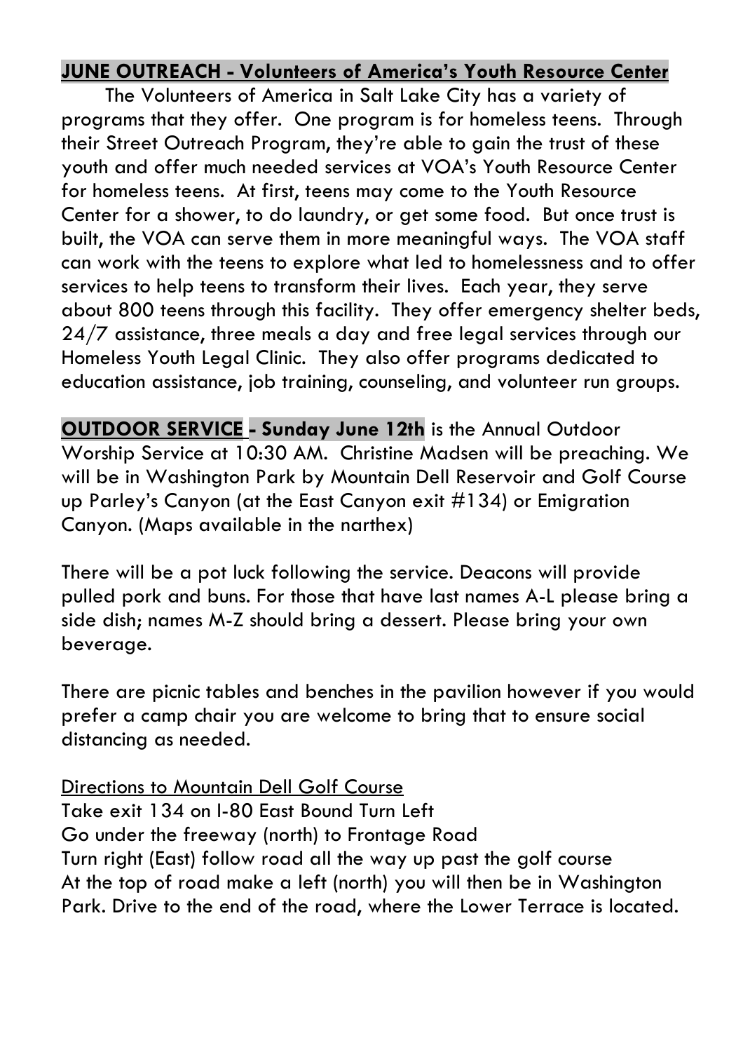**JUNE OUTREACH - Volunteers of America's Youth Resource Center**

The Volunteers of America in Salt Lake City has a variety of programs that they offer. One program is for homeless teens. Through their Street Outreach Program, they're able to gain the trust of these youth and offer much needed services at VOA's Youth Resource Center for homeless teens. At first, teens may come to the Youth Resource Center for a shower, to do laundry, or get some food. But once trust is built, the VOA can serve them in more meaningful ways. The VOA staff can work with the teens to explore what led to homelessness and to offer services to help teens to transform their lives. Each year, they serve about 800 teens through this facility. They offer emergency shelter beds, 24/7 assistance, three meals a day and free legal services through our Homeless Youth Legal Clinic. They also offer programs dedicated to education assistance, job training, counseling, and volunteer run groups.

**OUTDOOR SERVICE - Sunday June 12th** is the Annual Outdoor Worship Service at 10:30 AM. Christine Madsen will be preaching. We will be in Washington Park by Mountain Dell Reservoir and Golf Course up Parley's Canyon (at the East Canyon exit #134) or Emigration Canyon. (Maps available in the narthex)

There will be a pot luck following the service. Deacons will provide pulled pork and buns. For those that have last names A-L please bring a side dish; names M-Z should bring a dessert. Please bring your own beverage.

There are picnic tables and benches in the pavilion however if you would prefer a camp chair you are welcome to bring that to ensure social distancing as needed.

Directions to Mountain Dell Golf Course

Take exit 134 on I-80 East Bound Turn Left
Go under the freeway (north) to Frontage Road
Turn right (East) follow road all the way up past the golf course
At the top of road make a left (north) you will then be in Washington Park. Drive to the end of the road, where the Lower Terrace is located.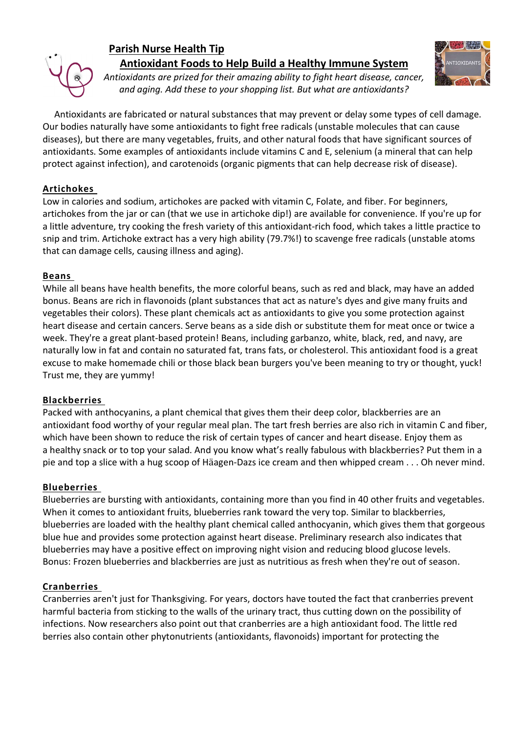## Parish Nurse Health Tip

### Antioxidant Foods to Help Build a Healthy Immune System

*Antioxidants are prized for their amazing ability to fight heart disease, cancer, and aging. Add these to your shopping list. But what are antioxidants?*

Antioxidants are fabricated or natural substances that may prevent or delay some types of cell damage. Our bodies naturally have some antioxidants to fight free radicals (unstable molecules that can cause diseases), but there are many vegetables, fruits, and other natural foods that have significant sources of antioxidants. Some examples of antioxidants include vitamins C and E, selenium (a mineral that can help protect against infection), and carotenoids (organic pigments that can help decrease risk of disease).

**Artichokes**

Low in calories and sodium, artichokes are packed with vitamin C, Folate, and fiber. For beginners, artichokes from the jar or can (that we use in artichoke dip!) are available for convenience. If you're up for a little adventure, try cooking the fresh variety of this antioxidant-rich food, which takes a little practice to snip and trim. Artichoke extract has a very high ability (79.7%!) to scavenge free radicals (unstable atoms that can damage cells, causing illness and aging).

**Beans**

While all beans have health benefits, the more colorful beans, such as red and black, may have an added bonus. Beans are rich in flavonoids (plant substances that act as nature's dyes and give many fruits and vegetables their colors). These plant chemicals act as antioxidants to give you some protection against heart disease and certain cancers. Serve beans as a side dish or substitute them for meat once or twice a week. They're a great plant-based protein! Beans, including garbanzo, white, black, red, and navy, are naturally low in fat and contain no saturated fat, trans fats, or cholesterol. This antioxidant food is a great excuse to make homemade chili or those black bean burgers you've been meaning to try or thought, yuck! Trust me, they are yummy!

**Blackberries**

Packed with anthocyanins, a plant chemical that gives them their deep color, blackberries are an antioxidant food worthy of your regular meal plan. The tart fresh berries are also rich in vitamin C and fiber, which have been shown to reduce the risk of certain types of cancer and heart disease. Enjoy them as a healthy snack or to top your salad. And you know what's really fabulous with blackberries? Put them in a pie and top a slice with a hug scoop of Häagen-Dazs ice cream and then whipped cream . . . Oh never mind.

**Blueberries**

Blueberries are bursting with antioxidants, containing more than you find in 40 other fruits and vegetables. When it comes to antioxidant fruits, blueberries rank toward the very top. Similar to blackberries, blueberries are loaded with the healthy plant chemical called anthocyanin, which gives them that gorgeous blue hue and provides some protection against heart disease. Preliminary research also indicates that blueberries may have a positive effect on improving night vision and reducing blood glucose levels. Bonus: Frozen blueberries and blackberries are just as nutritious as fresh when they're out of season.

**Cranberries**

Cranberries aren't just for Thanksgiving. For years, doctors have touted the fact that cranberries prevent harmful bacteria from sticking to the walls of the urinary tract, thus cutting down on the possibility of infections. Now researchers also point out that cranberries are a high antioxidant food. The little red berries also contain other phytonutrients (antioxidants, flavonoids) important for protecting the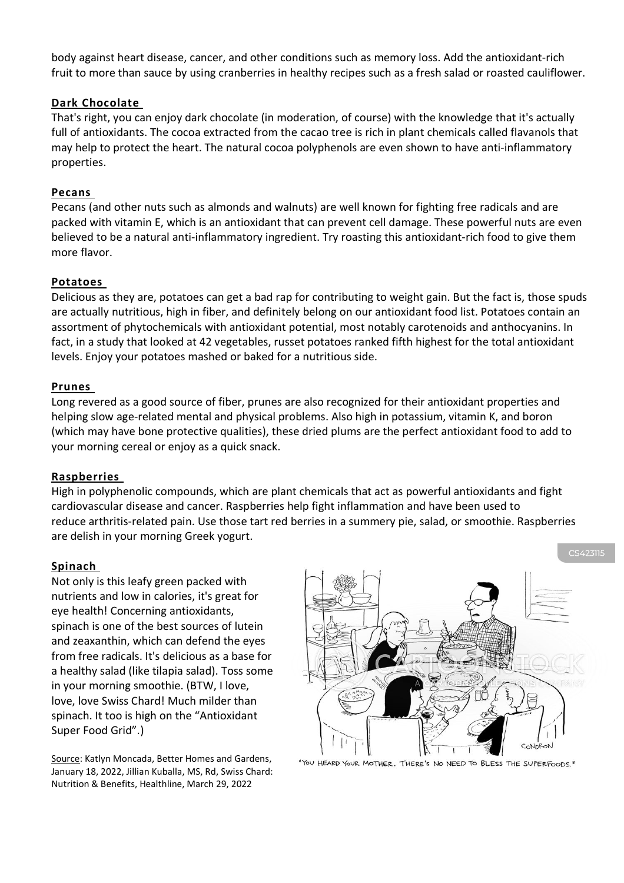body against heart disease, cancer, and other conditions such as memory loss. Add the antioxidant-rich fruit to more than sauce by using cranberries in healthy recipes such as a fresh salad or roasted cauliflower.

### **Dark Chocolate**

That's right, you can enjoy dark chocolate (in moderation, of course) with the knowledge that it's actually full of antioxidants. The cocoa extracted from the cacao tree is rich in plant chemicals called flavanols that may help to protect the heart. The natural cocoa polyphenols are even shown to have anti-inflammatory properties.

### **Pecans**

Pecans (and other nuts such as almonds and walnuts) are well known for fighting free radicals and are packed with vitamin E, which is an antioxidant that can prevent cell damage. These powerful nuts are even believed to be a natural anti-inflammatory ingredient. Try roasting this antioxidant-rich food to give them more flavor.

### **Potatoes**

Delicious as they are, potatoes can get a bad rap for contributing to weight gain. But the fact is, those spuds are actually nutritious, high in fiber, and definitely belong on our antioxidant food list. Potatoes contain an assortment of phytochemicals with antioxidant potential, most notably carotenoids and anthocyanins. In fact, in a study that looked at 42 vegetables, russet potatoes ranked fifth highest for the total antioxidant levels. Enjoy your potatoes mashed or baked for a nutritious side.

### **Prunes**

Long revered as a good source of fiber, prunes are also recognized for their antioxidant properties and helping slow age-related mental and physical problems. Also high in potassium, vitamin K, and boron (which may have bone protective qualities), these dried plums are the perfect antioxidant food to add to your morning cereal or enjoy as a quick snack.

### **Raspberries**

High in polyphenolic compounds, which are plant chemicals that act as powerful antioxidants and fight cardiovascular disease and cancer. Raspberries help fight inflammation and have been used to reduce arthritis-related pain. Use those tart red berries in a summery pie, salad, or smoothie. Raspberries are delish in your morning Greek yogurt.

### **Spinach**

Not only is this leafy green packed with nutrients and low in calories, it's great for eye health! Concerning antioxidants, spinach is one of the best sources of lutein and zeaxanthin, which can defend the eyes from free radicals. It's delicious as a base for a healthy salad (like tilapia salad). Toss some in your morning smoothie. (BTW, I love, love, love Swiss Chard! Much milder than spinach. It too is high on the "Antioxidant Super Food Grid".)

"YOU HEARD YOUR MOTHER. THERE'S NO NEED TO BLESS THE SUPERFOODS."

Source: Katlyn Moncada, Better Homes and Gardens, January 18, 2022, Jillian Kuballa, MS, Rd, Swiss Chard: Nutrition & Benefits, Healthline, March 29, 2022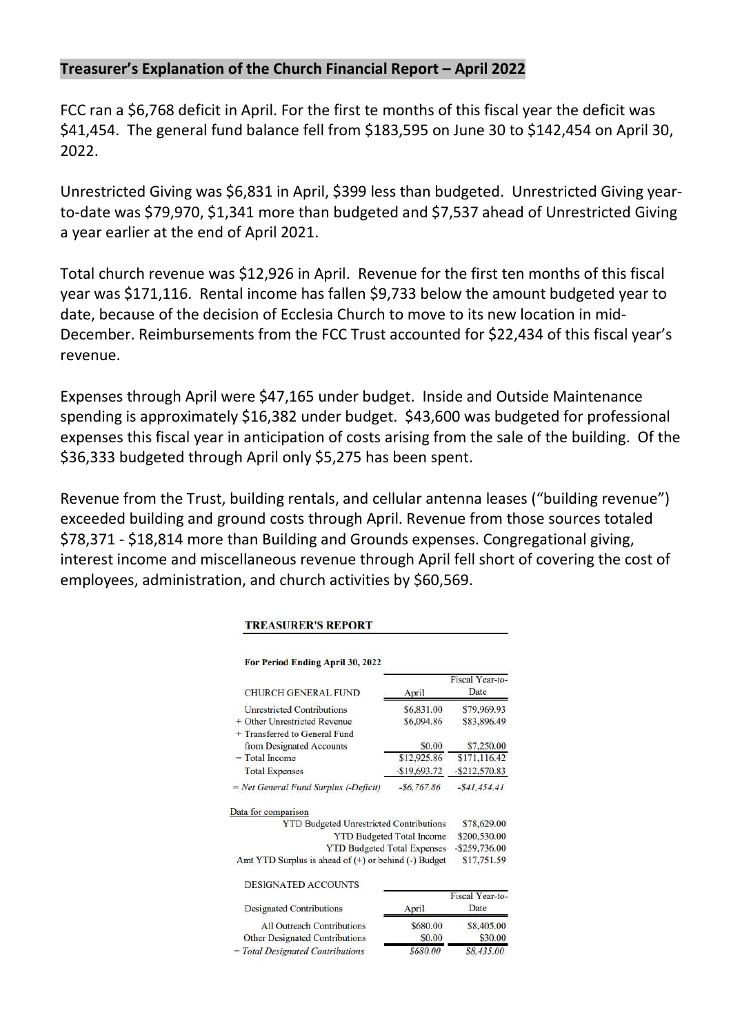**Treasurer's Explanation of the Church Financial Report – April 2022**

FCC ran a $6,768 deficit in April. For the first te months of this fiscal year the deficit was $41,454. The general fund balance fell from $183,595 on June 30 to $142,454 on April 30, 2022.

Unrestricted Giving was $6,831 in April, $399 less than budgeted. Unrestricted Giving year-to-date was $79,970, $1,341 more than budgeted and $7,537 ahead of Unrestricted Giving a year earlier at the end of April 2021.

Total church revenue was $12,926 in April. Revenue for the first ten months of this fiscal year was $171,116. Rental income has fallen $9,733 below the amount budgeted year to date, because of the decision of Ecclesia Church to move to its new location in mid-December. Reimbursements from the FCC Trust accounted for $22,434 of this fiscal year's revenue.

Expenses through April were $47,165 under budget. Inside and Outside Maintenance spending is approximately $16,382 under budget. $43,600 was budgeted for professional expenses this fiscal year in anticipation of costs arising from the sale of the building. Of the $36,333 budgeted through April only $5,275 has been spent.

Revenue from the Trust, building rentals, and cellular antenna leases ("building revenue") exceeded building and ground costs through April. Revenue from those sources totaled $78,371 - $18,814 more than Building and Grounds expenses. Congregational giving, interest income and miscellaneous revenue through April fell short of covering the cost of employees, administration, and church activities by $60,569.

**TREASURER'S REPORT**

**For Period Ending April 30, 2022**

| CHURCH GENERAL FUND | April | Fiscal Year-to-Date |
|---|---|---|
| Unrestricted Contributions | $6,831.00 | $79,969.93 |
| + Other Unrestricted Revenue | $6,094.86 | $83,896.49 |
| + Transferred to General Fund from Designated Accounts | $0.00 | $7,250.00 |
| = Total Income | $12,925.86 | $171,116.42 |
| Total Expenses | -$19,693.72 | -$212,570.83 |
| *= Net General Fund Surplus (-Deficit)* | *-$6,767.86* | *-$41,454.41* |

Data for comparison

| | |
|---|---|
| YTD Budgeted Unrestricted Contributions | $78,629.00 |
| YTD Budgeted Total Income | $200,530.00 |
| YTD Budgeted Total Expenses | -$259,736.00 |
| Amt YTD Surplus is ahead of (+) or behind (-) Budget | $17,751.59 |

DESIGNATED ACCOUNTS

| Designated Contributions | April | Fiscal Year-to-Date |
|---|---|---|
| All Outreach Contributions | $680.00 | $8,405.00 |
| Other Designated Contributions | $0.00 | $30.00 |
| *= Total Designated Contributions* | *$680.00* | *$8,435.00* |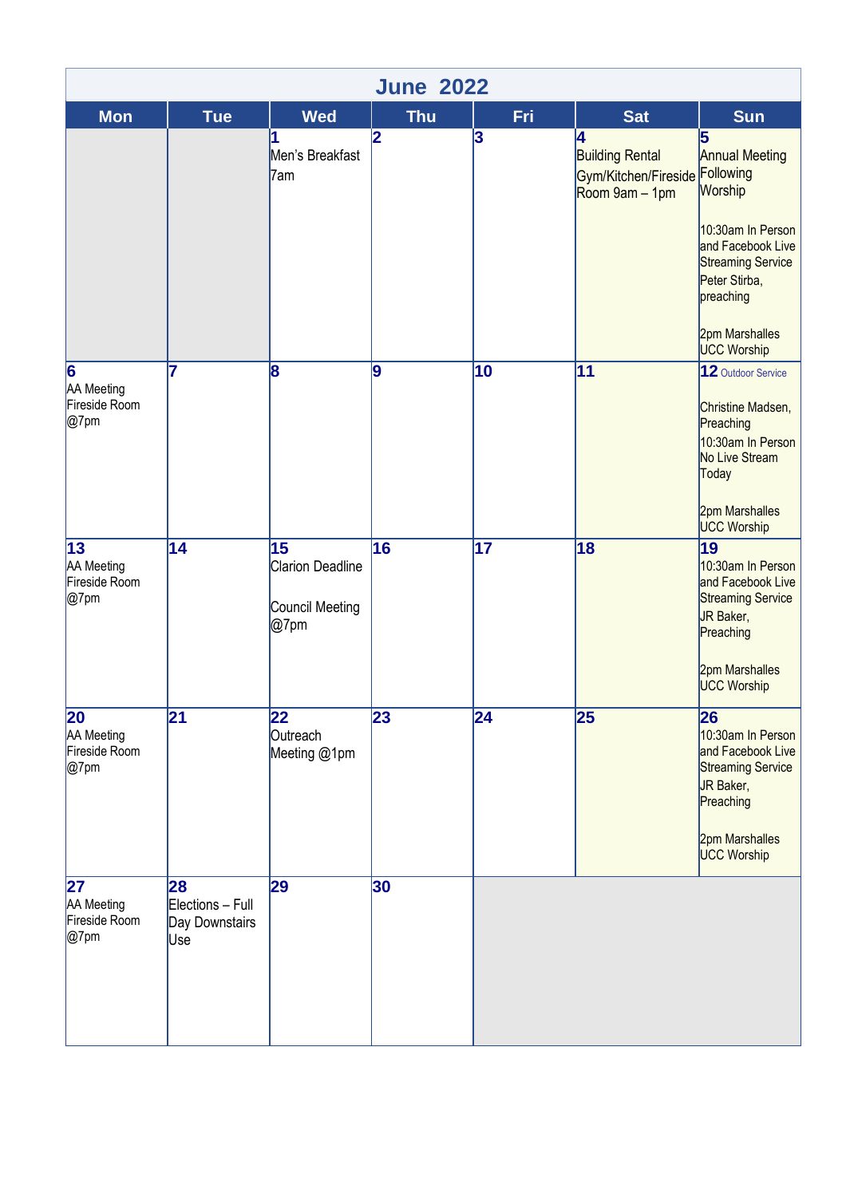# June 2022

| Mon | Tue | Wed | Thu | Fri | Sat | Sun |
|---|---|---|---|---|---|---|
| | | **1** Men's Breakfast 7am | **2** | **3** | **4** Building Rental Gym/Kitchen/Fireside Room 9am – 1pm | **5** Annual Meeting Following Worship<br><br>10:30am In Person and Facebook Live Streaming Service Peter Stirba, preaching<br><br>2pm Marshalles UCC Worship |
| **6** AA Meeting Fireside Room @7pm | **7** | **8** | **9** | **10** | **11** | **12** Outdoor Service<br><br>Christine Madsen, Preaching<br>10:30am In Person No Live Stream Today<br><br>2pm Marshalles UCC Worship |
| **13** AA Meeting Fireside Room @7pm | **14** | **15** Clarion Deadline<br><br>Council Meeting @7pm | **16** | **17** | **18** | **19** 10:30am In Person and Facebook Live Streaming Service JR Baker, Preaching<br><br>2pm Marshalles UCC Worship |
| **20** AA Meeting Fireside Room @7pm | **21** | **22** Outreach Meeting @1pm | **23** | **24** | **25** | **26** 10:30am In Person and Facebook Live Streaming Service JR Baker, Preaching<br><br>2pm Marshalles UCC Worship |
| **27** AA Meeting Fireside Room @7pm | **28** Elections – Full Day Downstairs Use | **29** | **30** | | | |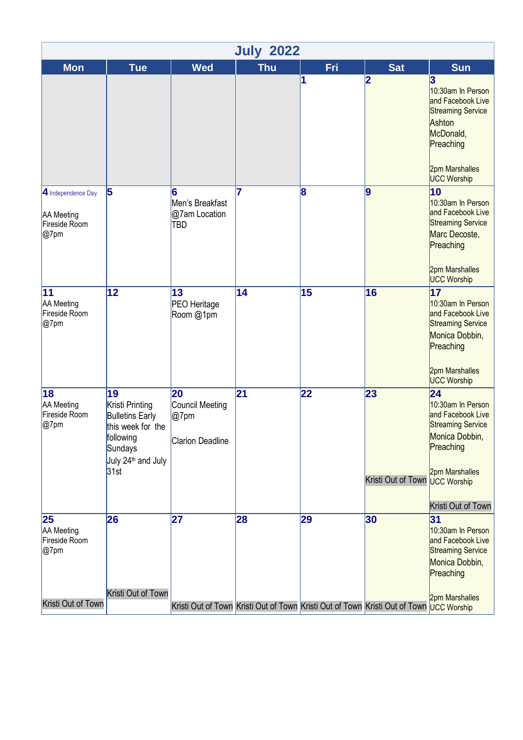# July 2022

| Mon | Tue | Wed | Thu | Fri | Sat | Sun |
|---|---|---|---|---|---|---|
| | | | | 1 | 2 | 3<br>10:30am In Person and Facebook Live Streaming Service<br>Ashton McDonald, Preaching<br><br>2pm Marshalles UCC Worship |
| 4 Independence Day<br><br>AA Meeting Fireside Room @7pm | 5 | 6<br>Men's Breakfast @7am Location TBD | 7 | 8 | 9 | 10<br>10:30am In Person and Facebook Live Streaming Service<br>Marc Decoste, Preaching<br><br>2pm Marshalles UCC Worship |
| 11<br>AA Meeting Fireside Room @7pm | 12 | 13<br>PEO Heritage Room @1pm | 14 | 15 | 16 | 17<br>10:30am In Person and Facebook Live Streaming Service<br>Monica Dobbin, Preaching<br><br>2pm Marshalles UCC Worship |
| 18<br>AA Meeting Fireside Room @7pm | 19<br>Kristi Printing Bulletins Early this week for the following Sundays July 24th and July 31st | 20<br>Council Meeting @7pm<br><br>Clarion Deadline | 21 | 22 | 23<br><br>Kristi Out of Town | 24<br>10:30am In Person and Facebook Live Streaming Service<br>Monica Dobbin, Preaching<br><br>2pm Marshalles UCC Worship<br><br>Kristi Out of Town |
| 25<br>AA Meeting Fireside Room @7pm<br><br>Kristi Out of Town | 26<br><br>Kristi Out of Town | 27<br><br>Kristi Out of Town | 28<br><br>Kristi Out of Town | 29<br><br>Kristi Out of Town | 30<br><br>Kristi Out of Town | 31<br>10:30am In Person and Facebook Live Streaming Service<br>Monica Dobbin, Preaching<br><br>2pm Marshalles UCC Worship |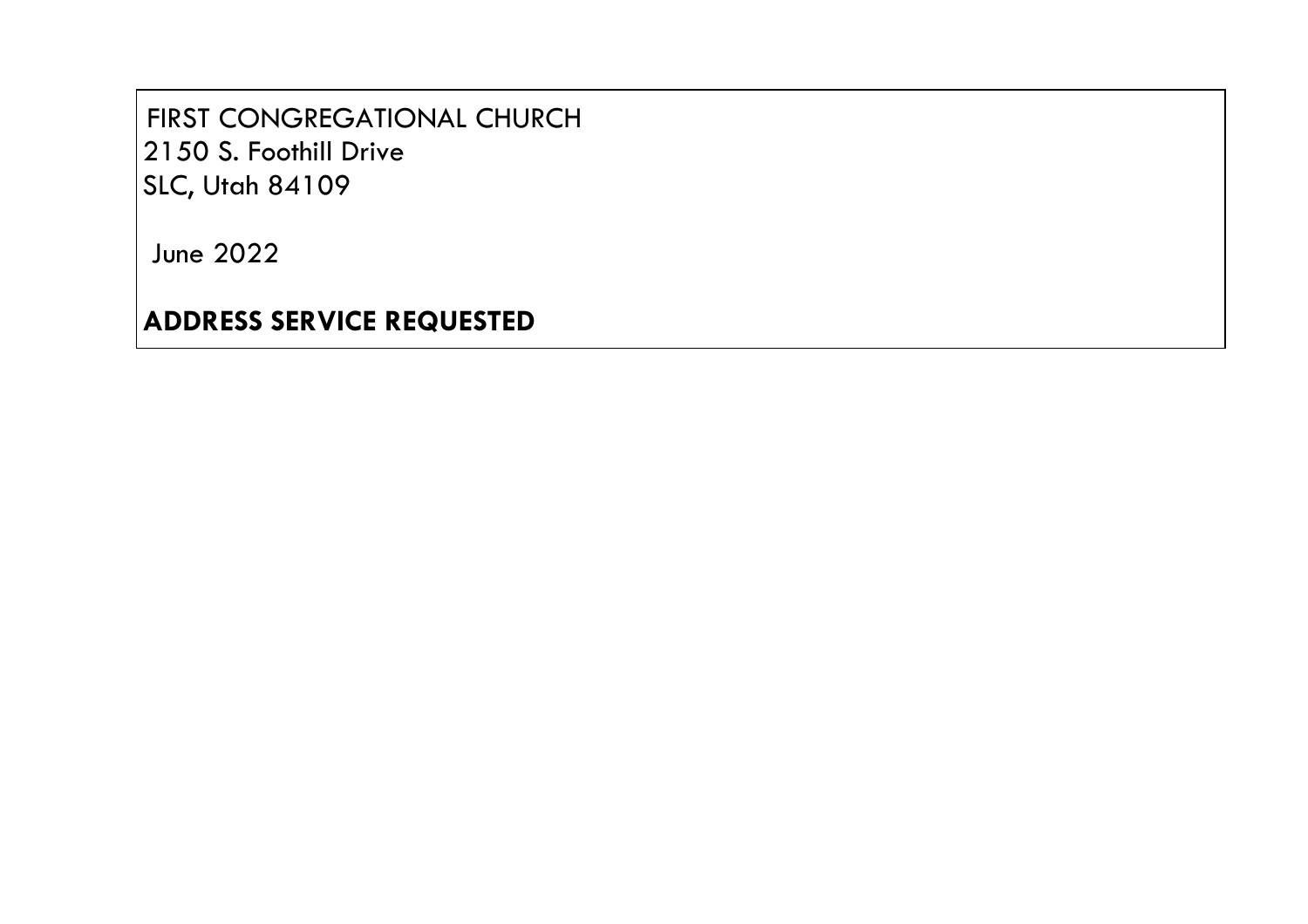FIRST CONGREGATIONAL CHURCH
2150 S. Foothill Drive
SLC, Utah 84109

June 2022

**ADDRESS SERVICE REQUESTED**